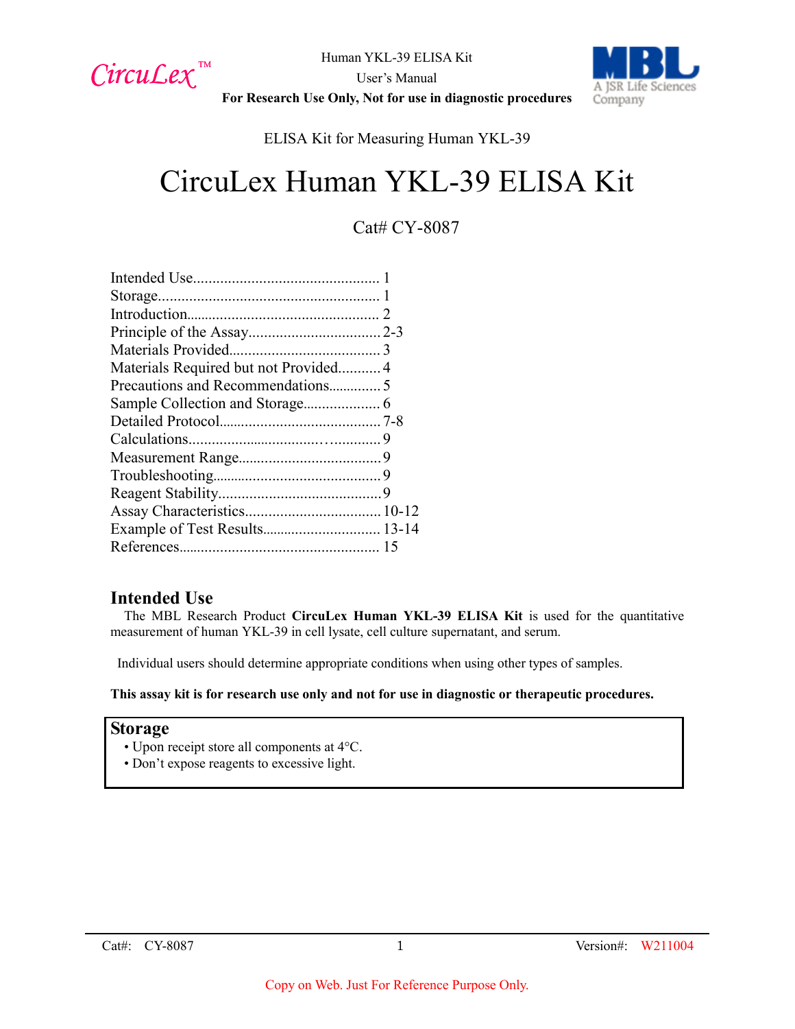ELISA Kit for Measuring Human YKL-39

# CircuLex Human YKL-39 ELISA Kit

Cat# CY-8087

Intended Use................................................ 1
Storage......................................................... 1
Introduction.................................................. 2
Principle of the Assay.................................. 2-3
Materials Provided....................................... 3
Materials Required but not Provided........... 4
Precautions and Recommendations.............. 5
Sample Collection and Storage.................... 6
Detailed Protocol.......................................... 7-8
Calculations.................................................. 9
Measurement Range..................................... 9
Troubleshooting............................................ 9
Reagent Stability.......................................... 9
Assay Characteristics................................... 10-12
Example of Test Results............................... 13-14
References.................................................... 15

## Intended Use

The MBL Research Product **CircuLex Human YKL-39 ELISA Kit** is used for the quantitative measurement of human YKL-39 in cell lysate, cell culture supernatant, and serum.

Individual users should determine appropriate conditions when using other types of samples.

**This assay kit is for research use only and not for use in diagnostic or therapeutic procedures.**

## Storage

- Upon receipt store all components at 4°C.
- Don’t expose reagents to excessive light.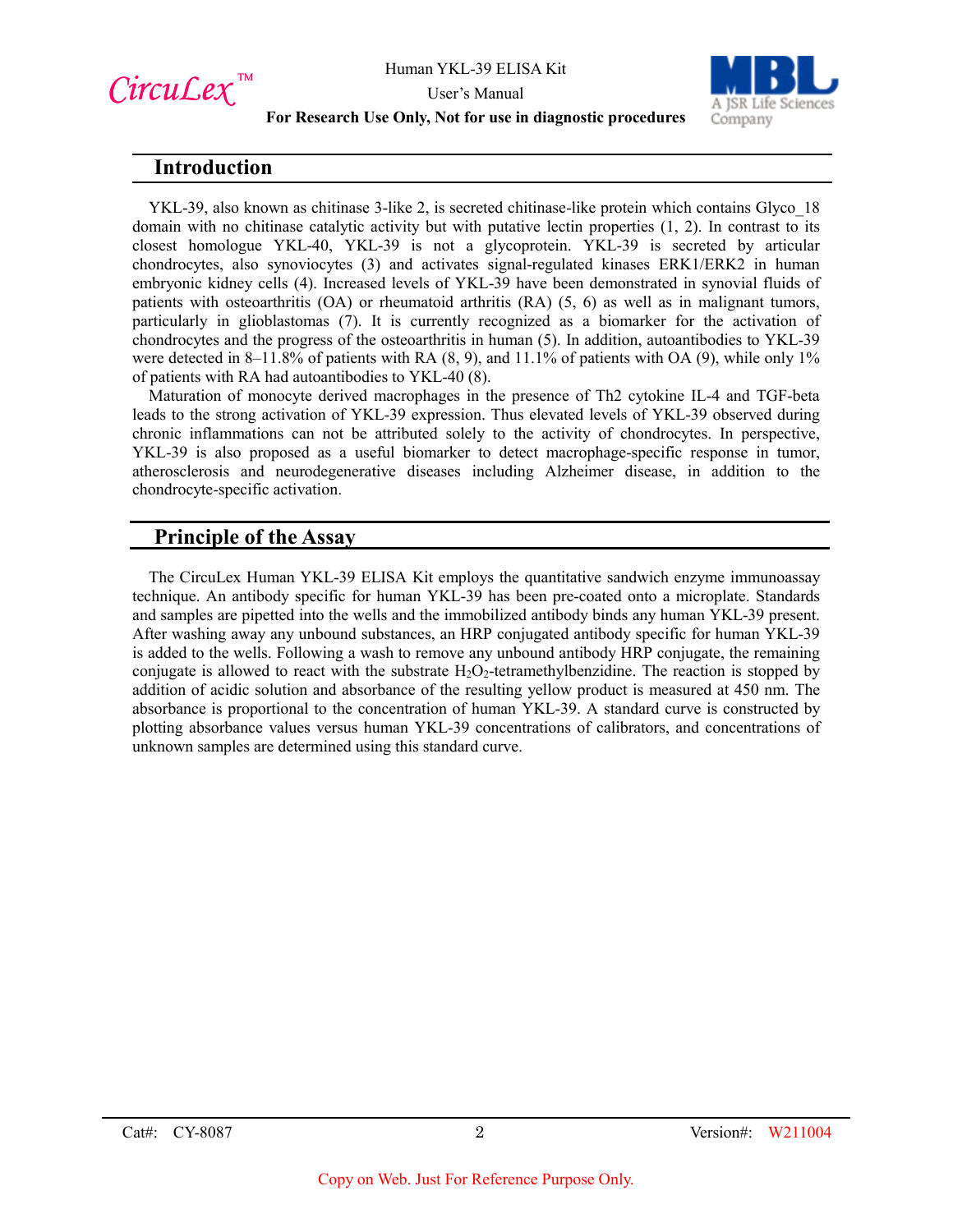## Introduction

YKL-39, also known as chitinase 3-like 2, is secreted chitinase-like protein which contains Glyco_18 domain with no chitinase catalytic activity but with putative lectin properties (1, 2). In contrast to its closest homologue YKL-40, YKL-39 is not a glycoprotein. YKL-39 is secreted by articular chondrocytes, also synoviocytes (3) and activates signal-regulated kinases ERK1/ERK2 in human embryonic kidney cells (4). Increased levels of YKL-39 have been demonstrated in synovial fluids of patients with osteoarthritis (OA) or rheumatoid arthritis (RA) (5, 6) as well as in malignant tumors, particularly in glioblastomas (7). It is currently recognized as a biomarker for the activation of chondrocytes and the progress of the osteoarthritis in human (5). In addition, autoantibodies to YKL-39 were detected in 8–11.8% of patients with RA (8, 9), and 11.1% of patients with OA (9), while only 1% of patients with RA had autoantibodies to YKL-40 (8).

Maturation of monocyte derived macrophages in the presence of Th2 cytokine IL-4 and TGF-beta leads to the strong activation of YKL-39 expression. Thus elevated levels of YKL-39 observed during chronic inflammations can not be attributed solely to the activity of chondrocytes. In perspective, YKL-39 is also proposed as a useful biomarker to detect macrophage-specific response in tumor, atherosclerosis and neurodegenerative diseases including Alzheimer disease, in addition to the chondrocyte-specific activation.

## Principle of the Assay

The CircuLex Human YKL-39 ELISA Kit employs the quantitative sandwich enzyme immunoassay technique. An antibody specific for human YKL-39 has been pre-coated onto a microplate. Standards and samples are pipetted into the wells and the immobilized antibody binds any human YKL-39 present. After washing away any unbound substances, an HRP conjugated antibody specific for human YKL-39 is added to the wells. Following a wash to remove any unbound antibody HRP conjugate, the remaining conjugate is allowed to react with the substrate $H_2O_2$-tetramethylbenzidine. The reaction is stopped by addition of acidic solution and absorbance of the resulting yellow product is measured at 450 nm. The absorbance is proportional to the concentration of human YKL-39. A standard curve is constructed by plotting absorbance values versus human YKL-39 concentrations of calibrators, and concentrations of unknown samples are determined using this standard curve.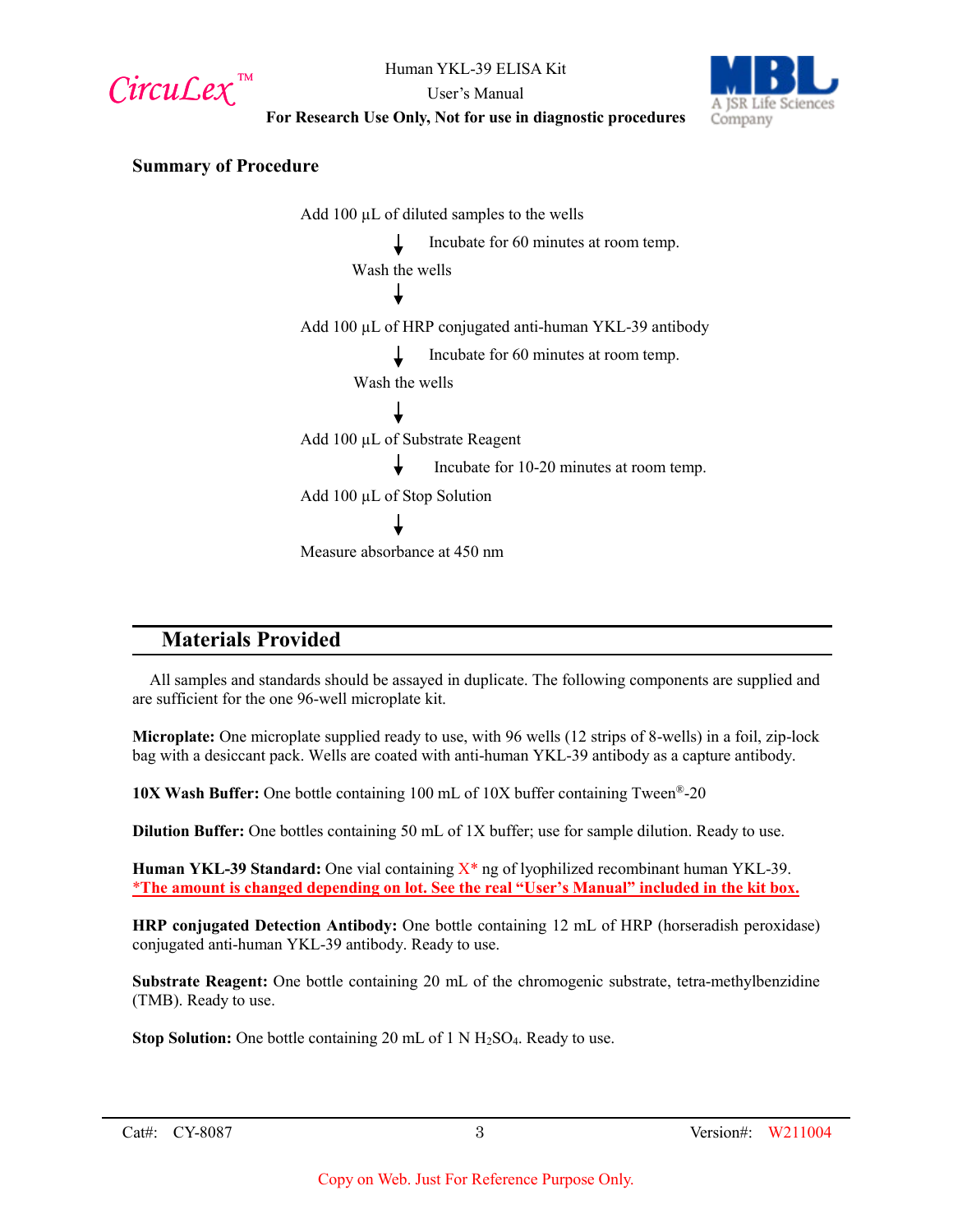**Summary of Procedure**

Add 100 µL of diluted samples to the wells

↓ Incubate for 60 minutes at room temp.

Wash the wells

↓

Add 100 µL of HRP conjugated anti-human YKL-39 antibody

↓ Incubate for 60 minutes at room temp.

Wash the wells

↓

Add 100 µL of Substrate Reagent

↓ Incubate for 10-20 minutes at room temp.

Add 100 µL of Stop Solution

↓

Measure absorbance at 450 nm

## Materials Provided

All samples and standards should be assayed in duplicate. The following components are supplied and are sufficient for the one 96-well microplate kit.

**Microplate:** One microplate supplied ready to use, with 96 wells (12 strips of 8-wells) in a foil, zip-lock bag with a desiccant pack. Wells are coated with anti-human YKL-39 antibody as a capture antibody.

**10X Wash Buffer:** One bottle containing 100 mL of 10X buffer containing Tween®-20

**Dilution Buffer:** One bottles containing 50 mL of 1X buffer; use for sample dilution. Ready to use.

**Human YKL-39 Standard:** One vial containing X* ng of lyophilized recombinant human YKL-39.
**\*The amount is changed depending on lot. See the real "User's Manual" included in the kit box.**

**HRP conjugated Detection Antibody:** One bottle containing 12 mL of HRP (horseradish peroxidase) conjugated anti-human YKL-39 antibody. Ready to use.

**Substrate Reagent:** One bottle containing 20 mL of the chromogenic substrate, tetra-methylbenzidine (TMB). Ready to use.

**Stop Solution:** One bottle containing 20 mL of 1 N $H_2SO_4$. Ready to use.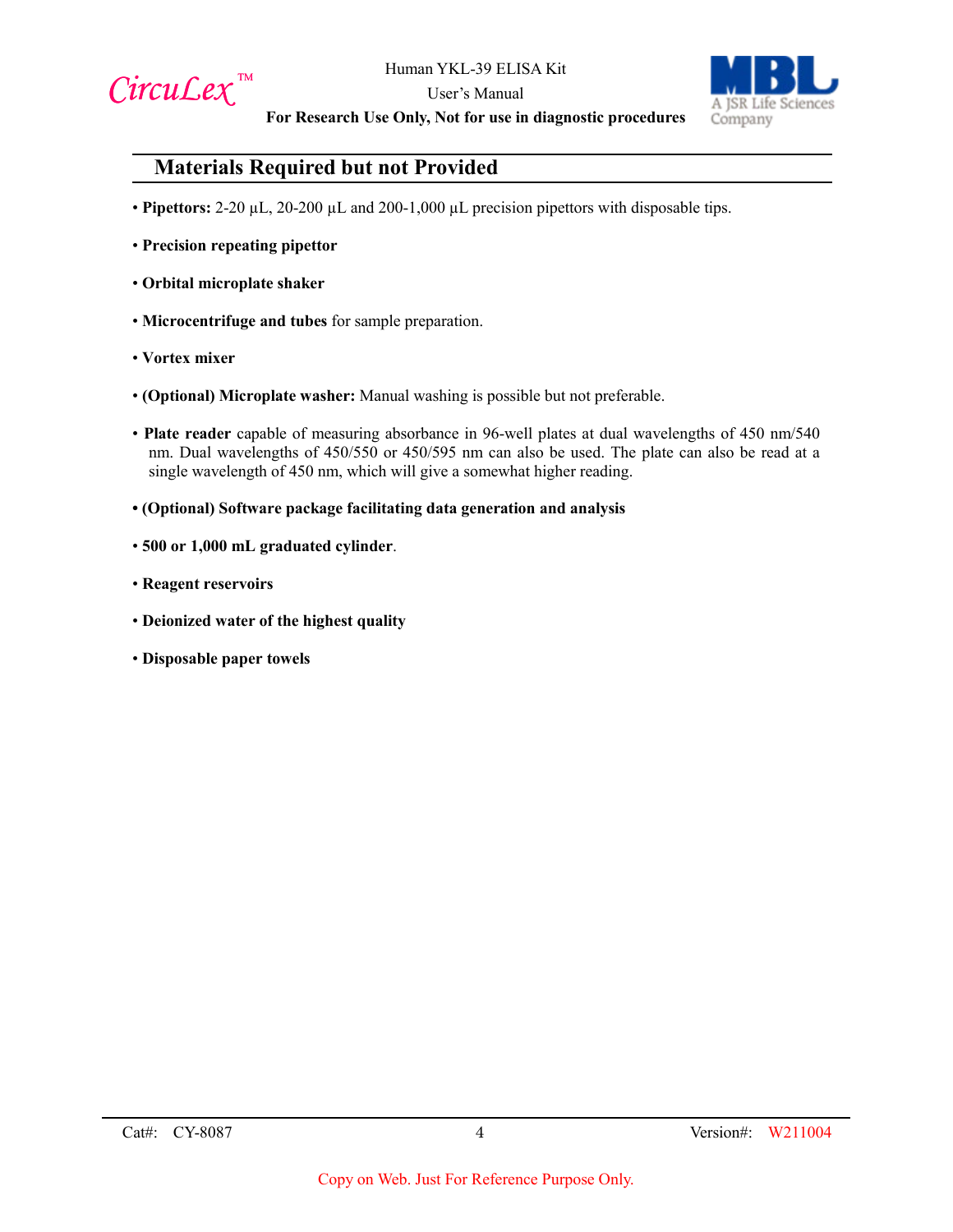## Materials Required but not Provided

- **Pipettors:** 2-20 µL, 20-200 µL and 200-1,000 µL precision pipettors with disposable tips.
- **Precision repeating pipettor**
- **Orbital microplate shaker**
- **Microcentrifuge and tubes** for sample preparation.
- **Vortex mixer**
- **(Optional) Microplate washer:** Manual washing is possible but not preferable.
- **Plate reader** capable of measuring absorbance in 96-well plates at dual wavelengths of 450 nm/540 nm. Dual wavelengths of 450/550 or 450/595 nm can also be used. The plate can also be read at a single wavelength of 450 nm, which will give a somewhat higher reading.
- **(Optional) Software package facilitating data generation and analysis**
- **500 or 1,000 mL graduated cylinder**.
- **Reagent reservoirs**
- **Deionized water of the highest quality**
- **Disposable paper towels**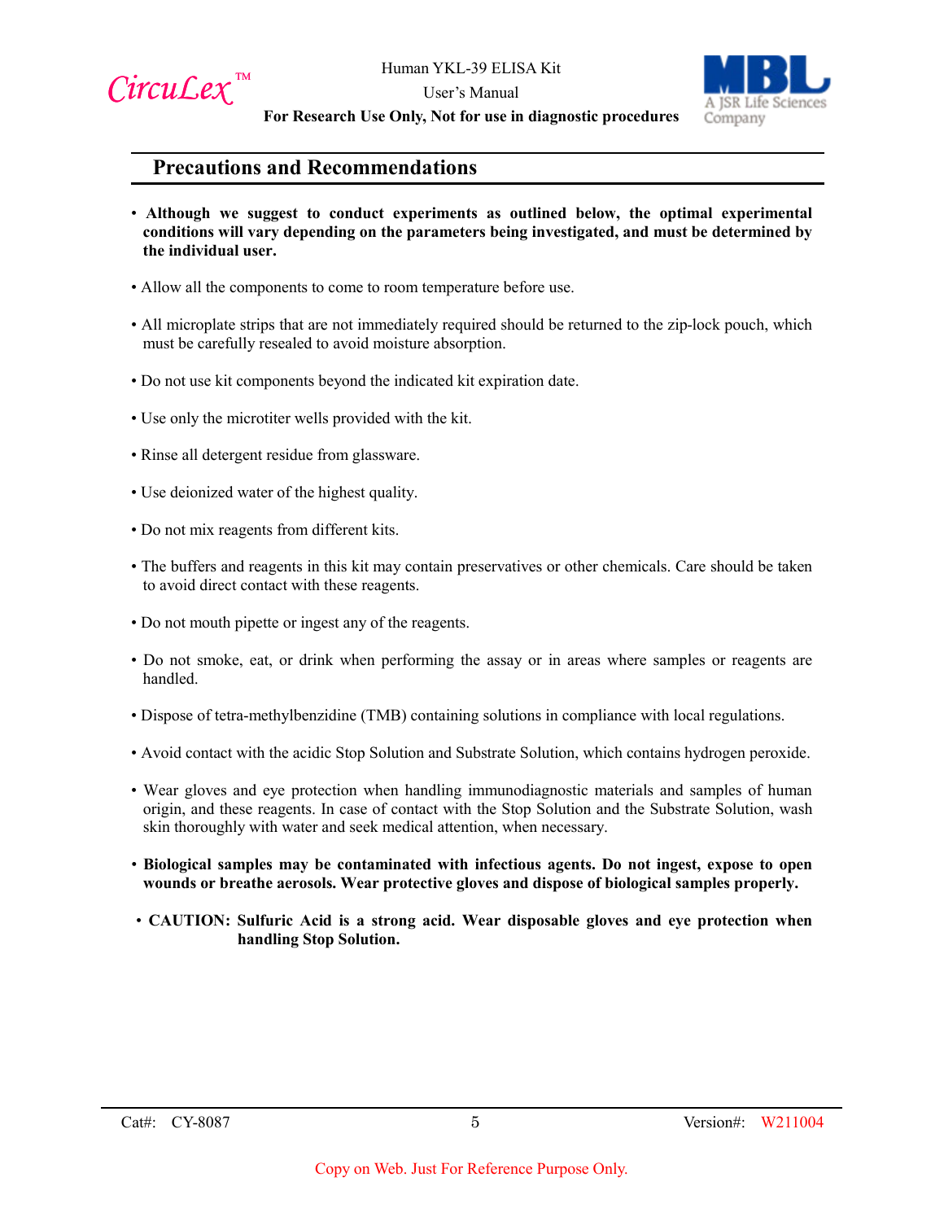## Precautions and Recommendations

- **Although we suggest to conduct experiments as outlined below, the optimal experimental conditions will vary depending on the parameters being investigated, and must be determined by the individual user.**
- Allow all the components to come to room temperature before use.
- All microplate strips that are not immediately required should be returned to the zip-lock pouch, which must be carefully resealed to avoid moisture absorption.
- Do not use kit components beyond the indicated kit expiration date.
- Use only the microtiter wells provided with the kit.
- Rinse all detergent residue from glassware.
- Use deionized water of the highest quality.
- Do not mix reagents from different kits.
- The buffers and reagents in this kit may contain preservatives or other chemicals. Care should be taken to avoid direct contact with these reagents.
- Do not mouth pipette or ingest any of the reagents.
- Do not smoke, eat, or drink when performing the assay or in areas where samples or reagents are handled.
- Dispose of tetra-methylbenzidine (TMB) containing solutions in compliance with local regulations.
- Avoid contact with the acidic Stop Solution and Substrate Solution, which contains hydrogen peroxide.
- Wear gloves and eye protection when handling immunodiagnostic materials and samples of human origin, and these reagents. In case of contact with the Stop Solution and the Substrate Solution, wash skin thoroughly with water and seek medical attention, when necessary.
- **Biological samples may be contaminated with infectious agents. Do not ingest, expose to open wounds or breathe aerosols. Wear protective gloves and dispose of biological samples properly.**
- **CAUTION: Sulfuric Acid is a strong acid. Wear disposable gloves and eye protection when handling Stop Solution.**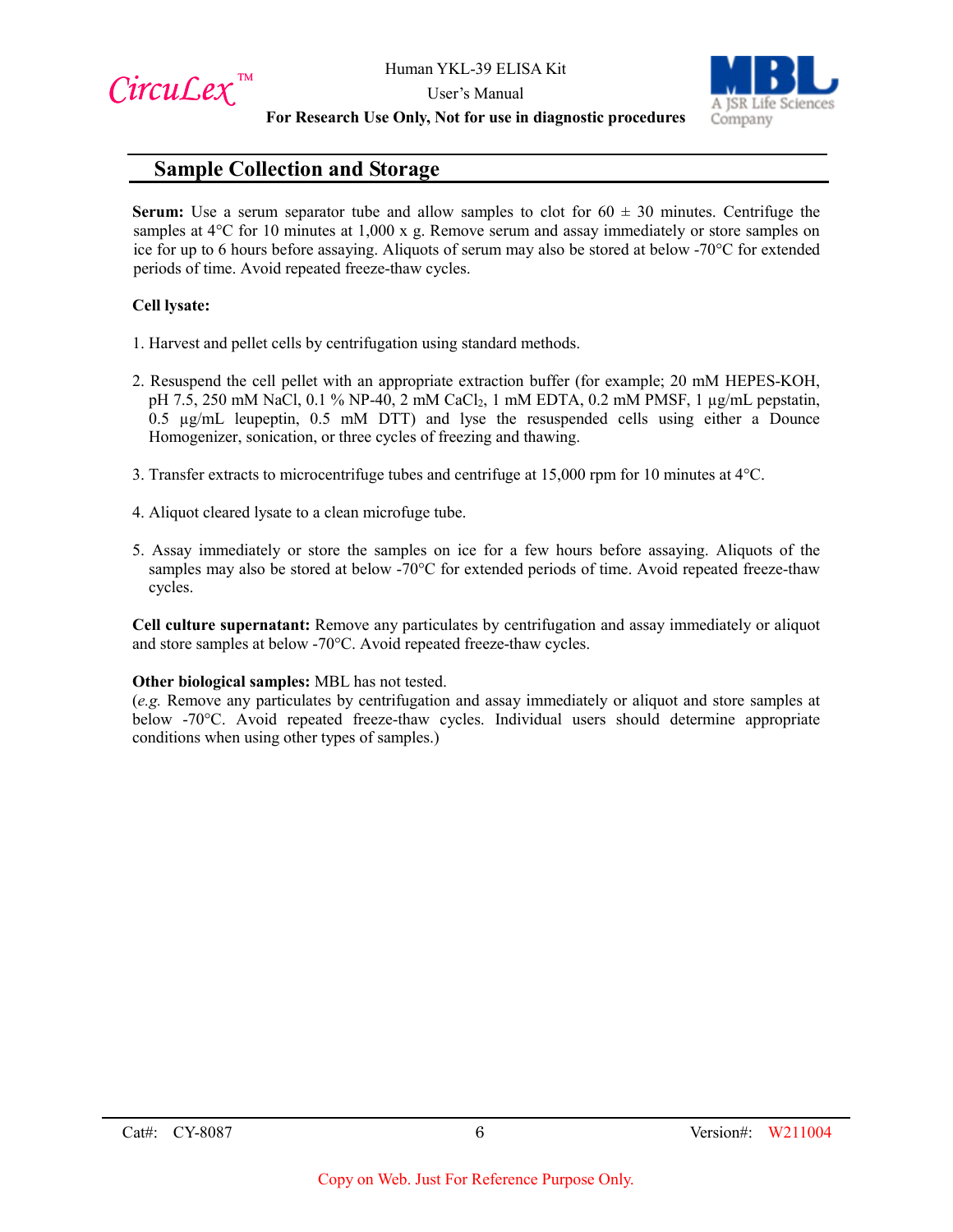## Sample Collection and Storage

**Serum:** Use a serum separator tube and allow samples to clot for 60 ± 30 minutes. Centrifuge the samples at 4°C for 10 minutes at 1,000 x g. Remove serum and assay immediately or store samples on ice for up to 6 hours before assaying. Aliquots of serum may also be stored at below -70°C for extended periods of time. Avoid repeated freeze-thaw cycles.

**Cell lysate:**

1. Harvest and pellet cells by centrifugation using standard methods.
2. Resuspend the cell pellet with an appropriate extraction buffer (for example; 20 mM HEPES-KOH, pH 7.5, 250 mM NaCl, 0.1 % NP-40, 2 mM $CaCl_2$, 1 mM EDTA, 0.2 mM PMSF, 1 μg/mL pepstatin, 0.5 μg/mL leupeptin, 0.5 mM DTT) and lyse the resuspended cells using either a Dounce Homogenizer, sonication, or three cycles of freezing and thawing.
3. Transfer extracts to microcentrifuge tubes and centrifuge at 15,000 rpm for 10 minutes at 4°C.
4. Aliquot cleared lysate to a clean microfuge tube.
5. Assay immediately or store the samples on ice for a few hours before assaying. Aliquots of the samples may also be stored at below -70°C for extended periods of time. Avoid repeated freeze-thaw cycles.

**Cell culture supernatant:** Remove any particulates by centrifugation and assay immediately or aliquot and store samples at below -70°C. Avoid repeated freeze-thaw cycles.

**Other biological samples:** MBL has not tested.
(*e.g.* Remove any particulates by centrifugation and assay immediately or aliquot and store samples at below -70°C. Avoid repeated freeze-thaw cycles. Individual users should determine appropriate conditions when using other types of samples.)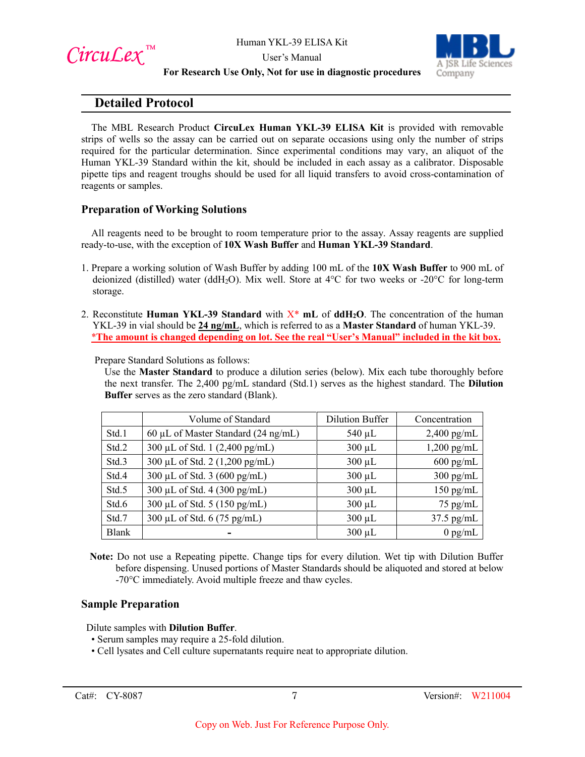## Detailed Protocol

The MBL Research Product **CircuLex Human YKL-39 ELISA Kit** is provided with removable strips of wells so the assay can be carried out on separate occasions using only the number of strips required for the particular determination. Since experimental conditions may vary, an aliquot of the Human YKL-39 Standard within the kit, should be included in each assay as a calibrator. Disposable pipette tips and reagent troughs should be used for all liquid transfers to avoid cross-contamination of reagents or samples.

### Preparation of Working Solutions

All reagents need to be brought to room temperature prior to the assay. Assay reagents are supplied ready-to-use, with the exception of **10X Wash Buffer** and **Human YKL-39 Standard**.

1. Prepare a working solution of Wash Buffer by adding 100 mL of the **10X Wash Buffer** to 900 mL of deionized (distilled) water ($ddH_2O$). Mix well. Store at 4°C for two weeks or -20°C for long-term storage.

2. Reconstitute **Human YKL-39 Standard** with X* **mL** of **$ddH_2O$**. The concentration of the human YKL-39 in vial should be **24 ng/mL**, which is referred to as a **Master Standard** of human YKL-39.
   ***The amount is changed depending on lot. See the real "User's Manual" included in the kit box.**

   Prepare Standard Solutions as follows:
   Use the **Master Standard** to produce a dilution series (below). Mix each tube thoroughly before the next transfer. The 2,400 pg/mL standard (Std.1) serves as the highest standard. The **Dilution Buffer** serves as the zero standard (Blank).

| | Volume of Standard | Dilution Buffer | Concentration |
|---|---|---|---|
| Std.1 | 60 µL of Master Standard (24 ng/mL) | 540 µL | 2,400 pg/mL |
| Std.2 | 300 µL of Std. 1 (2,400 pg/mL) | 300 µL | 1,200 pg/mL |
| Std.3 | 300 µL of Std. 2 (1,200 pg/mL) | 300 µL | 600 pg/mL |
| Std.4 | 300 µL of Std. 3 (600 pg/mL) | 300 µL | 300 pg/mL |
| Std.5 | 300 µL of Std. 4 (300 pg/mL) | 300 µL | 150 pg/mL |
| Std.6 | 300 µL of Std. 5 (150 pg/mL) | 300 µL | 75 pg/mL |
| Std.7 | 300 µL of Std. 6 (75 pg/mL) | 300 µL | 37.5 pg/mL |
| Blank | - | 300 µL | 0 pg/mL |

**Note:** Do not use a Repeating pipette. Change tips for every dilution. Wet tip with Dilution Buffer before dispensing. Unused portions of Master Standards should be aliquoted and stored at below -70°C immediately. Avoid multiple freeze and thaw cycles.

### Sample Preparation

Dilute samples with **Dilution Buffer**.

- Serum samples may require a 25-fold dilution.
- Cell lysates and Cell culture supernatants require neat to appropriate dilution.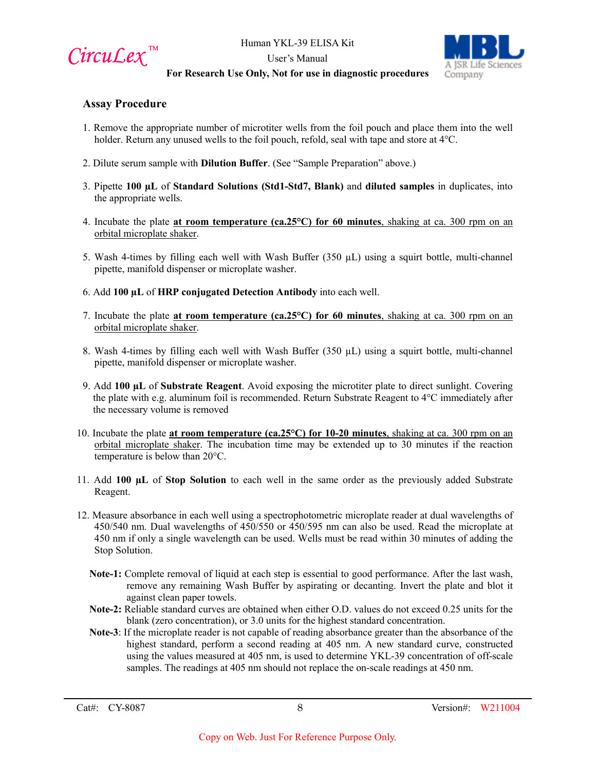## Assay Procedure

1. Remove the appropriate number of microtiter wells from the foil pouch and place them into the well holder. Return any unused wells to the foil pouch, refold, seal with tape and store at 4°C.

2. Dilute serum sample with **Dilution Buffer**. (See "Sample Preparation" above.)

3. Pipette **100 µL** of **Standard Solutions (Std1-Std7, Blank)** and **diluted samples** in duplicates, into the appropriate wells.

4. Incubate the plate **at room temperature (ca.25°C) for 60 minutes**, shaking at ca. 300 rpm on an orbital microplate shaker.

5. Wash 4-times by filling each well with Wash Buffer (350 µL) using a squirt bottle, multi-channel pipette, manifold dispenser or microplate washer.

6. Add **100 µL** of **HRP conjugated Detection Antibody** into each well.

7. Incubate the plate **at room temperature (ca.25°C) for 60 minutes**, shaking at ca. 300 rpm on an orbital microplate shaker.

8. Wash 4-times by filling each well with Wash Buffer (350 µL) using a squirt bottle, multi-channel pipette, manifold dispenser or microplate washer.

9. Add **100 µL** of **Substrate Reagent**. Avoid exposing the microtiter plate to direct sunlight. Covering the plate with e.g. aluminum foil is recommended. Return Substrate Reagent to 4°C immediately after the necessary volume is removed

10. Incubate the plate **at room temperature (ca.25°C) for 10-20 minutes**, shaking at ca. 300 rpm on an orbital microplate shaker. The incubation time may be extended up to 30 minutes if the reaction temperature is below than 20°C.

11. Add **100 µL** of **Stop Solution** to each well in the same order as the previously added Substrate Reagent.

12. Measure absorbance in each well using a spectrophotometric microplate reader at dual wavelengths of 450/540 nm. Dual wavelengths of 450/550 or 450/595 nm can also be used. Read the microplate at 450 nm if only a single wavelength can be used. Wells must be read within 30 minutes of adding the Stop Solution.

**Note-1:** Complete removal of liquid at each step is essential to good performance. After the last wash, remove any remaining Wash Buffer by aspirating or decanting. Invert the plate and blot it against clean paper towels.

**Note-2:** Reliable standard curves are obtained when either O.D. values do not exceed 0.25 units for the blank (zero concentration), or 3.0 units for the highest standard concentration.

**Note-3**: If the microplate reader is not capable of reading absorbance greater than the absorbance of the highest standard, perform a second reading at 405 nm. A new standard curve, constructed using the values measured at 405 nm, is used to determine YKL-39 concentration of off-scale samples. The readings at 405 nm should not replace the on-scale readings at 450 nm.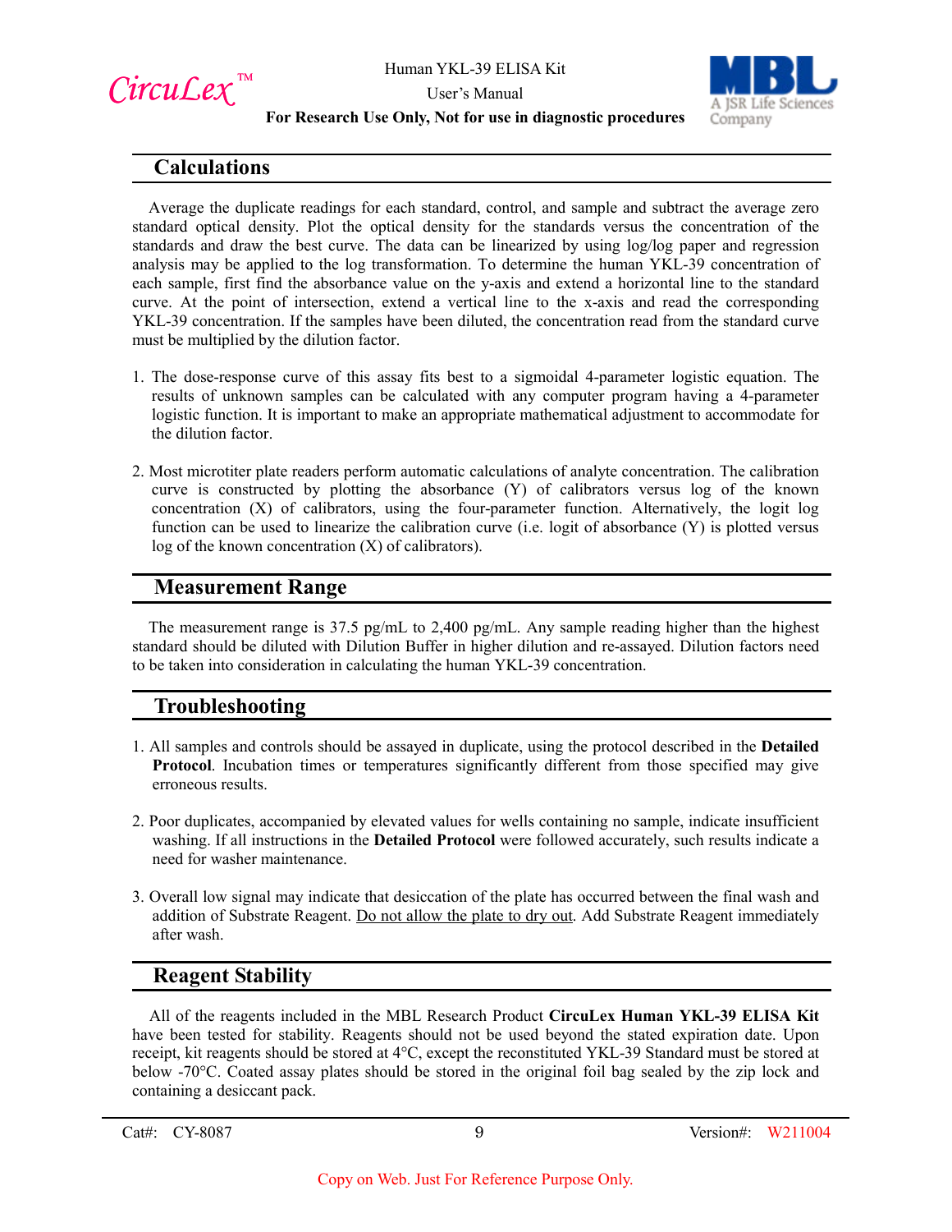## Calculations

Average the duplicate readings for each standard, control, and sample and subtract the average zero standard optical density. Plot the optical density for the standards versus the concentration of the standards and draw the best curve. The data can be linearized by using log/log paper and regression analysis may be applied to the log transformation. To determine the human YKL-39 concentration of each sample, first find the absorbance value on the y-axis and extend a horizontal line to the standard curve. At the point of intersection, extend a vertical line to the x-axis and read the corresponding YKL-39 concentration. If the samples have been diluted, the concentration read from the standard curve must be multiplied by the dilution factor.

1. The dose-response curve of this assay fits best to a sigmoidal 4-parameter logistic equation. The results of unknown samples can be calculated with any computer program having a 4-parameter logistic function. It is important to make an appropriate mathematical adjustment to accommodate for the dilution factor.

2. Most microtiter plate readers perform automatic calculations of analyte concentration. The calibration curve is constructed by plotting the absorbance (Y) of calibrators versus log of the known concentration (X) of calibrators, using the four-parameter function. Alternatively, the logit log function can be used to linearize the calibration curve (i.e. logit of absorbance (Y) is plotted versus log of the known concentration (X) of calibrators).

## Measurement Range

The measurement range is 37.5 pg/mL to 2,400 pg/mL. Any sample reading higher than the highest standard should be diluted with Dilution Buffer in higher dilution and re-assayed. Dilution factors need to be taken into consideration in calculating the human YKL-39 concentration.

## Troubleshooting

1. All samples and controls should be assayed in duplicate, using the protocol described in the **Detailed Protocol**. Incubation times or temperatures significantly different from those specified may give erroneous results.

2. Poor duplicates, accompanied by elevated values for wells containing no sample, indicate insufficient washing. If all instructions in the **Detailed Protocol** were followed accurately, such results indicate a need for washer maintenance.

3. Overall low signal may indicate that desiccation of the plate has occurred between the final wash and addition of Substrate Reagent. Do not allow the plate to dry out. Add Substrate Reagent immediately after wash.

## Reagent Stability

All of the reagents included in the MBL Research Product **CircuLex Human YKL-39 ELISA Kit** have been tested for stability. Reagents should not be used beyond the stated expiration date. Upon receipt, kit reagents should be stored at 4°C, except the reconstituted YKL-39 Standard must be stored at below -70°C. Coated assay plates should be stored in the original foil bag sealed by the zip lock and containing a desiccant pack.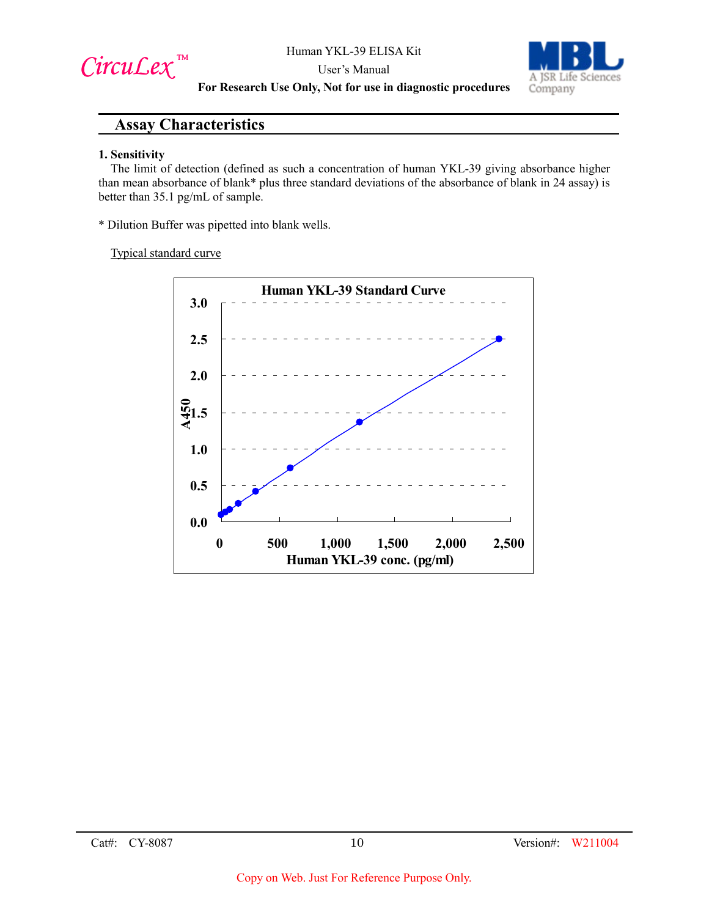## Assay Characteristics

**1. Sensitivity**

The limit of detection (defined as such a concentration of human YKL-39 giving absorbance higher than mean absorbance of blank* plus three standard deviations of the absorbance of blank in 24 assay) is better than 35.1 pg/mL of sample.

\* Dilution Buffer was pipetted into blank wells.

Typical standard curve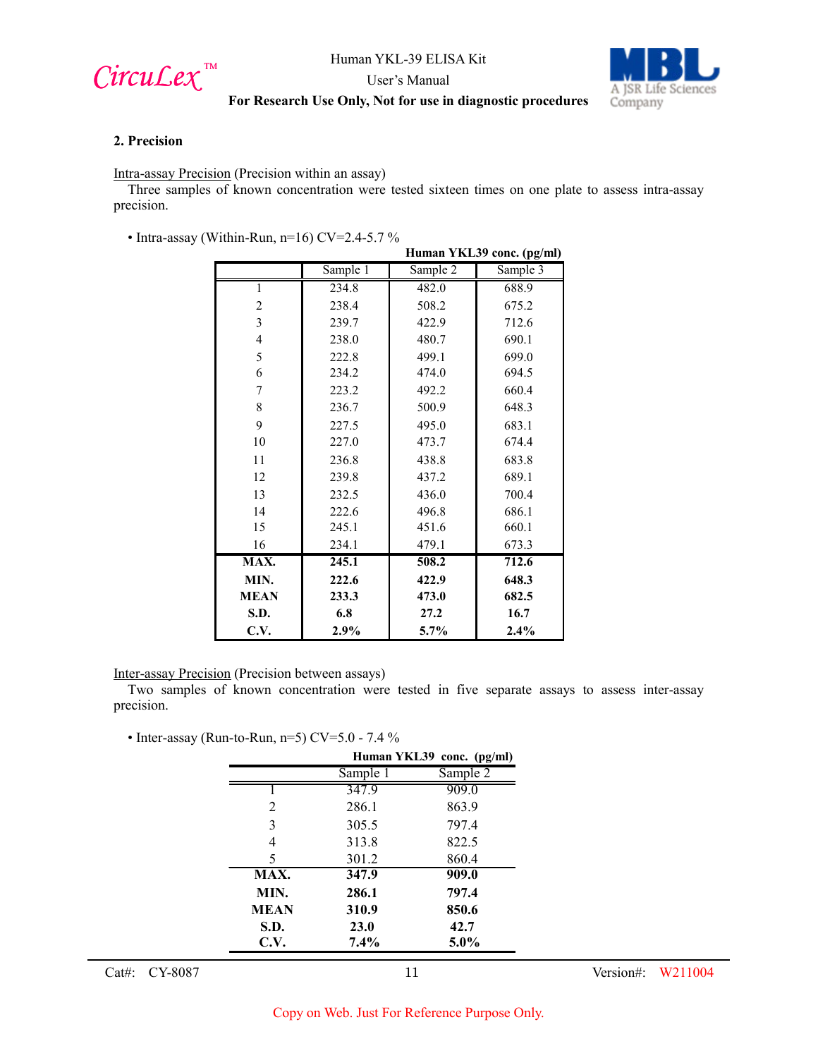## 2. Precision

Intra-assay Precision (Precision within an assay)

Three samples of known concentration were tested sixteen times on one plate to assess intra-assay precision.

- Intra-assay (Within-Run, n=16) CV=2.4-5.7 %

Human YKL39 conc. (pg/ml)

| | Sample 1 | Sample 2 | Sample 3 |
|---|---|---|---|
| 1 | 234.8 | 482.0 | 688.9 |
| 2 | 238.4 | 508.2 | 675.2 |
| 3 | 239.7 | 422.9 | 712.6 |
| 4 | 238.0 | 480.7 | 690.1 |
| 5 | 222.8 | 499.1 | 699.0 |
| 6 | 234.2 | 474.0 | 694.5 |
| 7 | 223.2 | 492.2 | 660.4 |
| 8 | 236.7 | 500.9 | 648.3 |
| 9 | 227.5 | 495.0 | 683.1 |
| 10 | 227.0 | 473.7 | 674.4 |
| 11 | 236.8 | 438.8 | 683.8 |
| 12 | 239.8 | 437.2 | 689.1 |
| 13 | 232.5 | 436.0 | 700.4 |
| 14 | 222.6 | 496.8 | 686.1 |
| 15 | 245.1 | 451.6 | 660.1 |
| 16 | 234.1 | 479.1 | 673.3 |
| **MAX.** | **245.1** | **508.2** | **712.6** |
| **MIN.** | **222.6** | **422.9** | **648.3** |
| **MEAN** | **233.3** | **473.0** | **682.5** |
| **S.D.** | **6.8** | **27.2** | **16.7** |
| **C.V.** | **2.9%** | **5.7%** | **2.4%** |

Inter-assay Precision (Precision between assays)

Two samples of known concentration were tested in five separate assays to assess inter-assay precision.

- Inter-assay (Run-to-Run, n=5) CV=5.0 - 7.4 %

Human YKL39 conc. (pg/ml)

| | Sample 1 | Sample 2 |
|---|---|---|
| 1 | 347.9 | 909.0 |
| 2 | 286.1 | 863.9 |
| 3 | 305.5 | 797.4 |
| 4 | 313.8 | 822.5 |
| 5 | 301.2 | 860.4 |
| **MAX.** | **347.9** | **909.0** |
| **MIN.** | **286.1** | **797.4** |
| **MEAN** | **310.9** | **850.6** |
| **S.D.** | **23.0** | **42.7** |
| **C.V.** | **7.4%** | **5.0%** |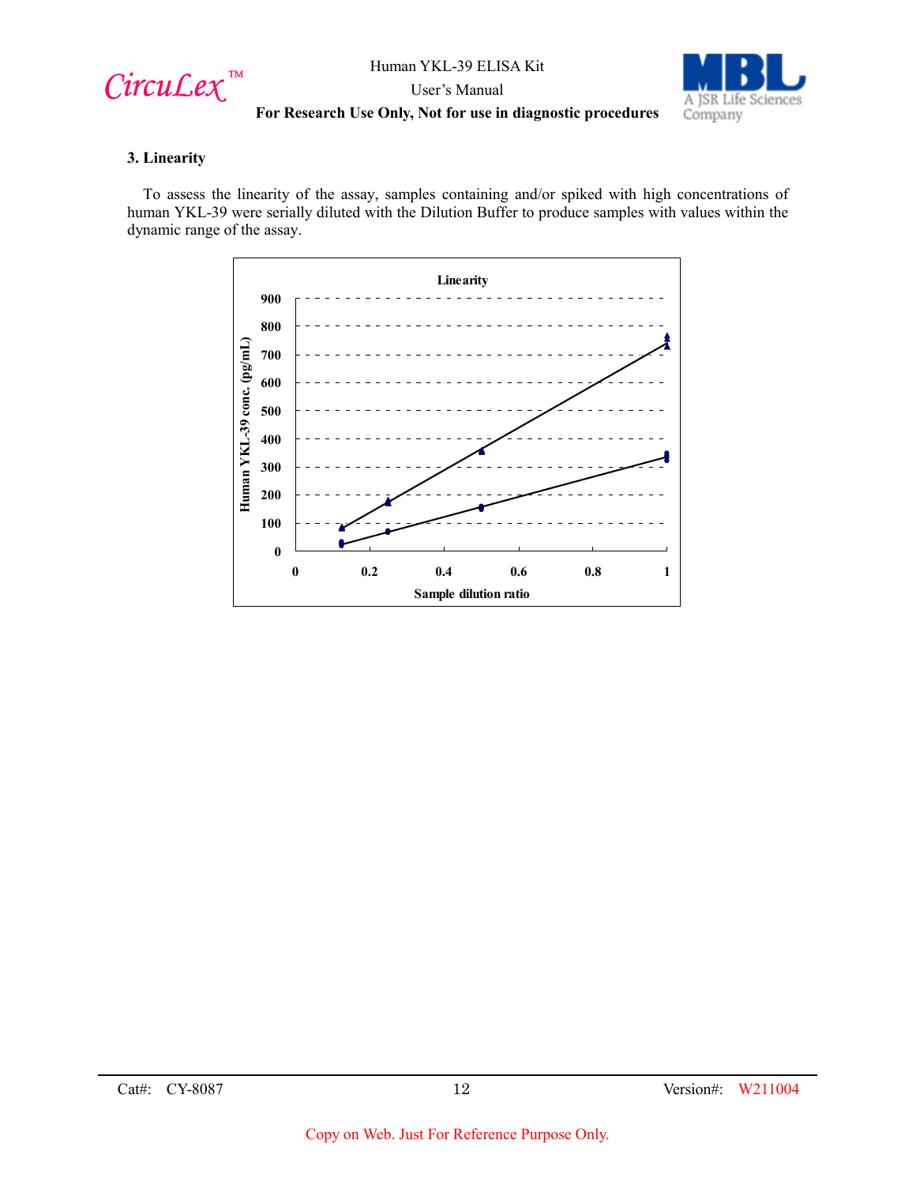### 3. Linearity

To assess the linearity of the assay, samples containing and/or spiked with high concentrations of human YKL-39 were serially diluted with the Dilution Buffer to produce samples with values within the dynamic range of the assay.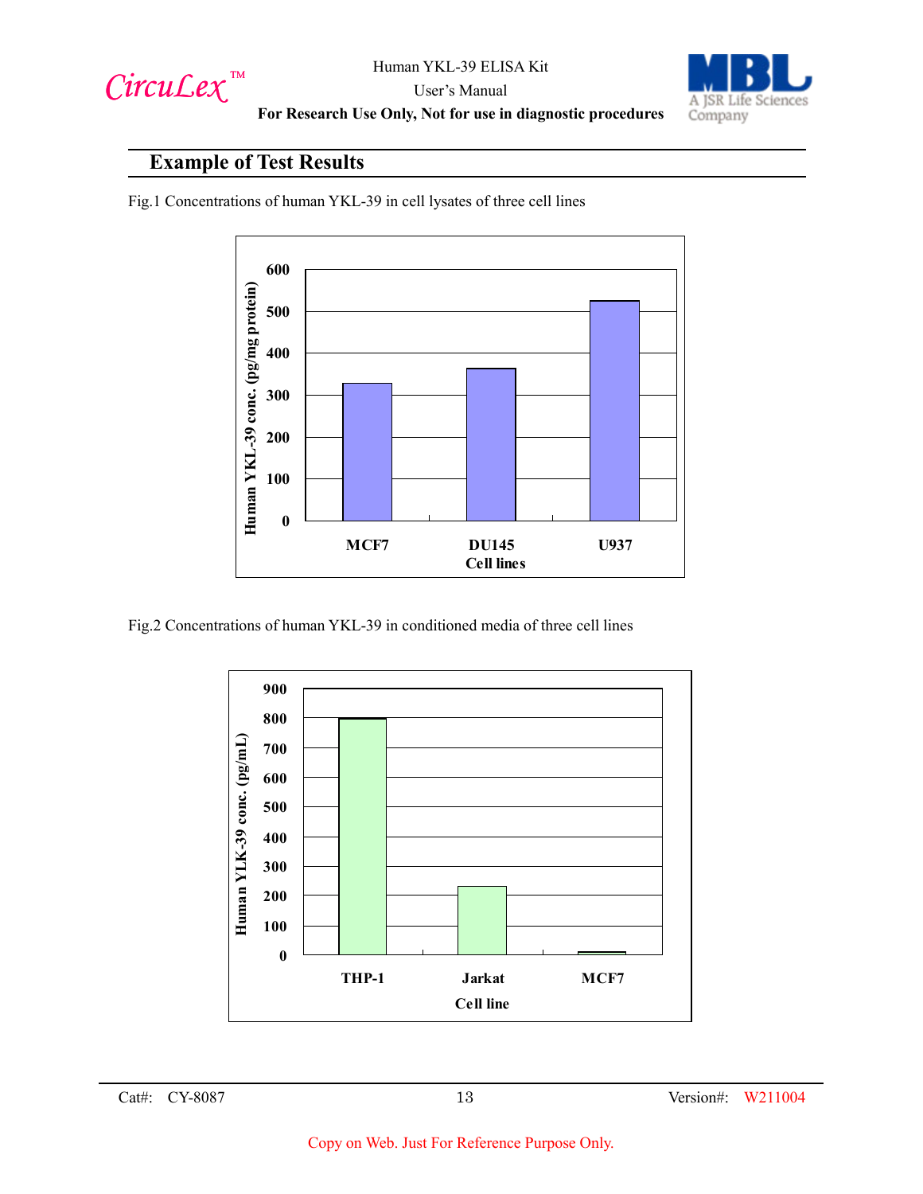## Example of Test Results

Fig.1 Concentrations of human YKL-39 in cell lysates of three cell lines

Fig.2 Concentrations of human YKL-39 in conditioned media of three cell lines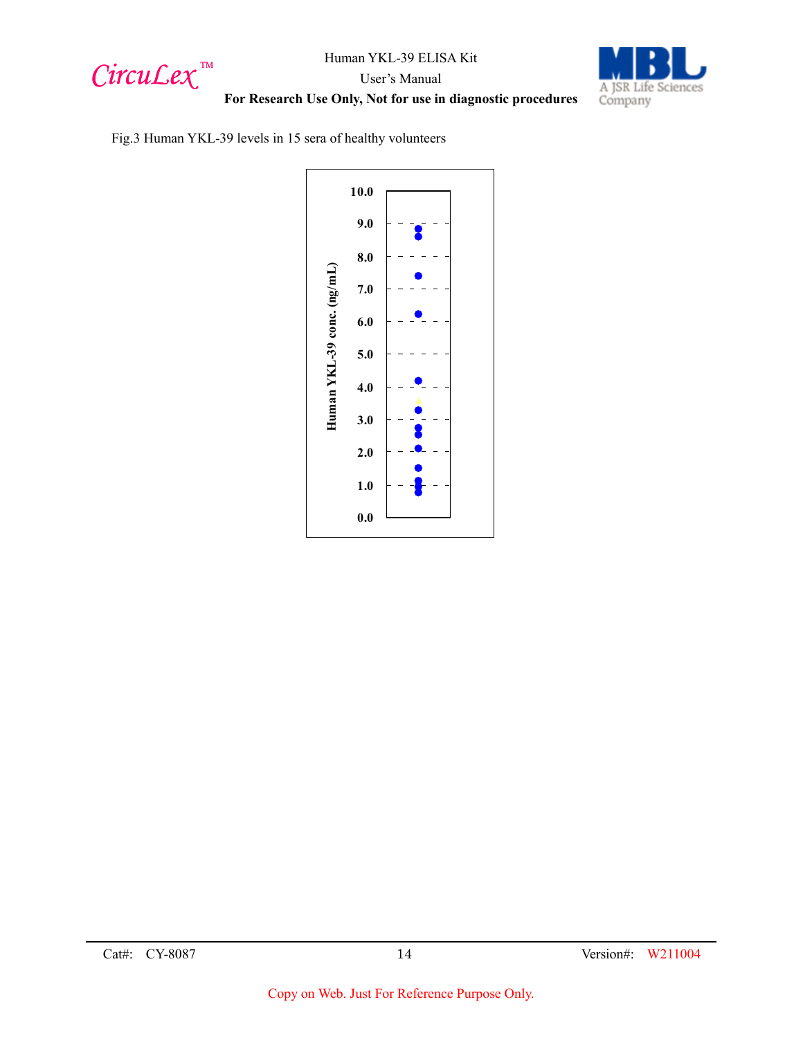Fig.3 Human YKL-39 levels in 15 sera of healthy volunteers

Copy on Web. Just For Reference Purpose Only.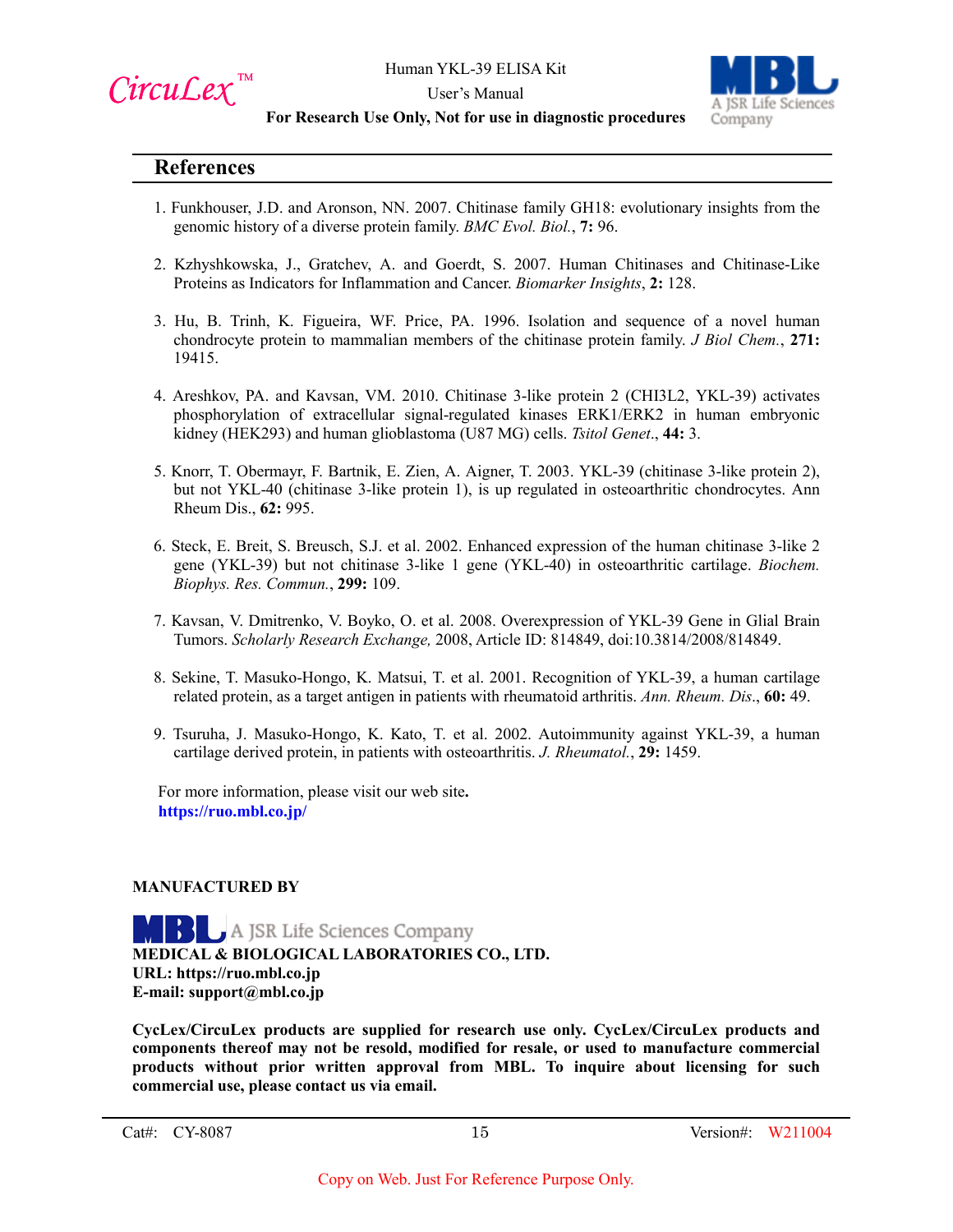## References

1. Funkhouser, J.D. and Aronson, NN. 2007. Chitinase family GH18: evolutionary insights from the genomic history of a diverse protein family. *BMC Evol. Biol.*, **7:** 96.

2. Kzhyshkowska, J., Gratchev, A. and Goerdt, S. 2007. Human Chitinases and Chitinase-Like Proteins as Indicators for Inflammation and Cancer. *Biomarker Insights*, **2:** 128.

3. Hu, B. Trinh, K. Figueira, WF. Price, PA. 1996. Isolation and sequence of a novel human chondrocyte protein to mammalian members of the chitinase protein family. *J Biol Chem.*, **271:** 19415.

4. Areshkov, PA. and Kavsan, VM. 2010. Chitinase 3-like protein 2 (CHI3L2, YKL-39) activates phosphorylation of extracellular signal-regulated kinases ERK1/ERK2 in human embryonic kidney (HEK293) and human glioblastoma (U87 MG) cells. *Tsitol Genet*., **44:** 3.

5. Knorr, T. Obermayr, F. Bartnik, E. Zien, A. Aigner, T. 2003. YKL-39 (chitinase 3-like protein 2), but not YKL-40 (chitinase 3-like protein 1), is up regulated in osteoarthritic chondrocytes. Ann Rheum Dis., **62:** 995.

6. Steck, E. Breit, S. Breusch, S.J. et al. 2002. Enhanced expression of the human chitinase 3-like 2 gene (YKL-39) but not chitinase 3-like 1 gene (YKL-40) in osteoarthritic cartilage. *Biochem. Biophys. Res. Commun.*, **299:** 109.

7. Kavsan, V. Dmitrenko, V. Boyko, O. et al. 2008. Overexpression of YKL-39 Gene in Glial Brain Tumors. *Scholarly Research Exchange,* 2008, Article ID: 814849, doi:10.3814/2008/814849.

8. Sekine, T. Masuko-Hongo, K. Matsui, T. et al. 2001. Recognition of YKL-39, a human cartilage related protein, as a target antigen in patients with rheumatoid arthritis. *Ann. Rheum. Dis*., **60:** 49.

9. Tsuruha, J. Masuko-Hongo, K. Kato, T. et al. 2002. Autoimmunity against YKL-39, a human cartilage derived protein, in patients with osteoarthritis. *J. Rheumatol.*, **29:** 1459.

For more information, please visit our web site**.**
**https://ruo.mbl.co.jp/**

**MANUFACTURED BY**

MBL A JSR Life Sciences Company
**MEDICAL & BIOLOGICAL LABORATORIES CO., LTD.**
**URL: https://ruo.mbl.co.jp**
**E-mail: support@mbl.co.jp**

**CycLex/CircuLex products are supplied for research use only. CycLex/CircuLex products and components thereof may not be resold, modified for resale, or used to manufacture commercial products without prior written approval from MBL. To inquire about licensing for such commercial use, please contact us via email.**